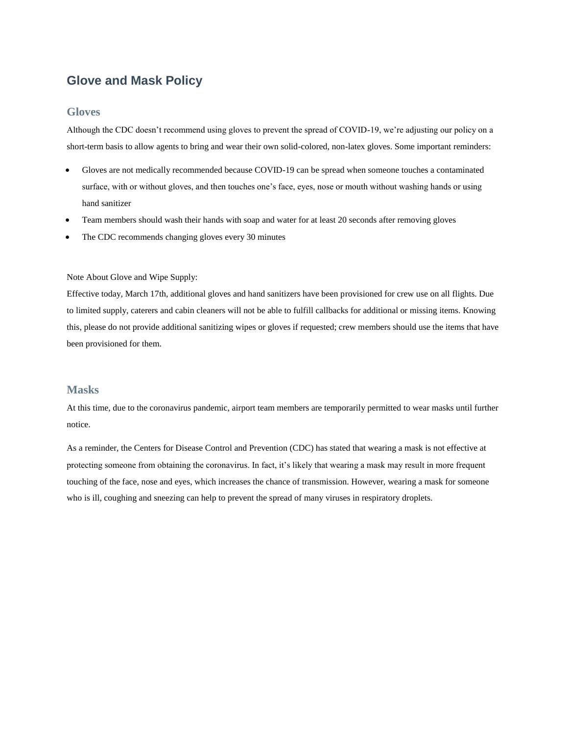# Glove and Mask Policy

## Gloves

Although the CDC doesn't recommend using gloves to prevent the spread of COVID-19, we're adjusting our policy on a short-term basis to allow agents to bring and wear their own solid-colored, non-latex gloves. Some important reminders:

- Gloves are not medically recommended because COVID-19 can be spread when someone touches a contaminated surface, with or without gloves, and then touches one's face, eyes, nose or mouth without washing hands or using hand sanitizer
- Team members should wash their hands with soap and water for at least 20 seconds after removing gloves
- The CDC recommends changing gloves every 30 minutes

Note About Glove and Wipe Supply:
Effective today, March 17th, additional gloves and hand sanitizers have been provisioned for crew use on all flights. Due to limited supply, caterers and cabin cleaners will not be able to fulfill callbacks for additional or missing items. Knowing this, please do not provide additional sanitizing wipes or gloves if requested; crew members should use the items that have been provisioned for them.

## Masks

At this time, due to the coronavirus pandemic, airport team members are temporarily permitted to wear masks until further notice.

As a reminder, the Centers for Disease Control and Prevention (CDC) has stated that wearing a mask is not effective at protecting someone from obtaining the coronavirus. In fact, it's likely that wearing a mask may result in more frequent touching of the face, nose and eyes, which increases the chance of transmission. However, wearing a mask for someone who is ill, coughing and sneezing can help to prevent the spread of many viruses in respiratory droplets.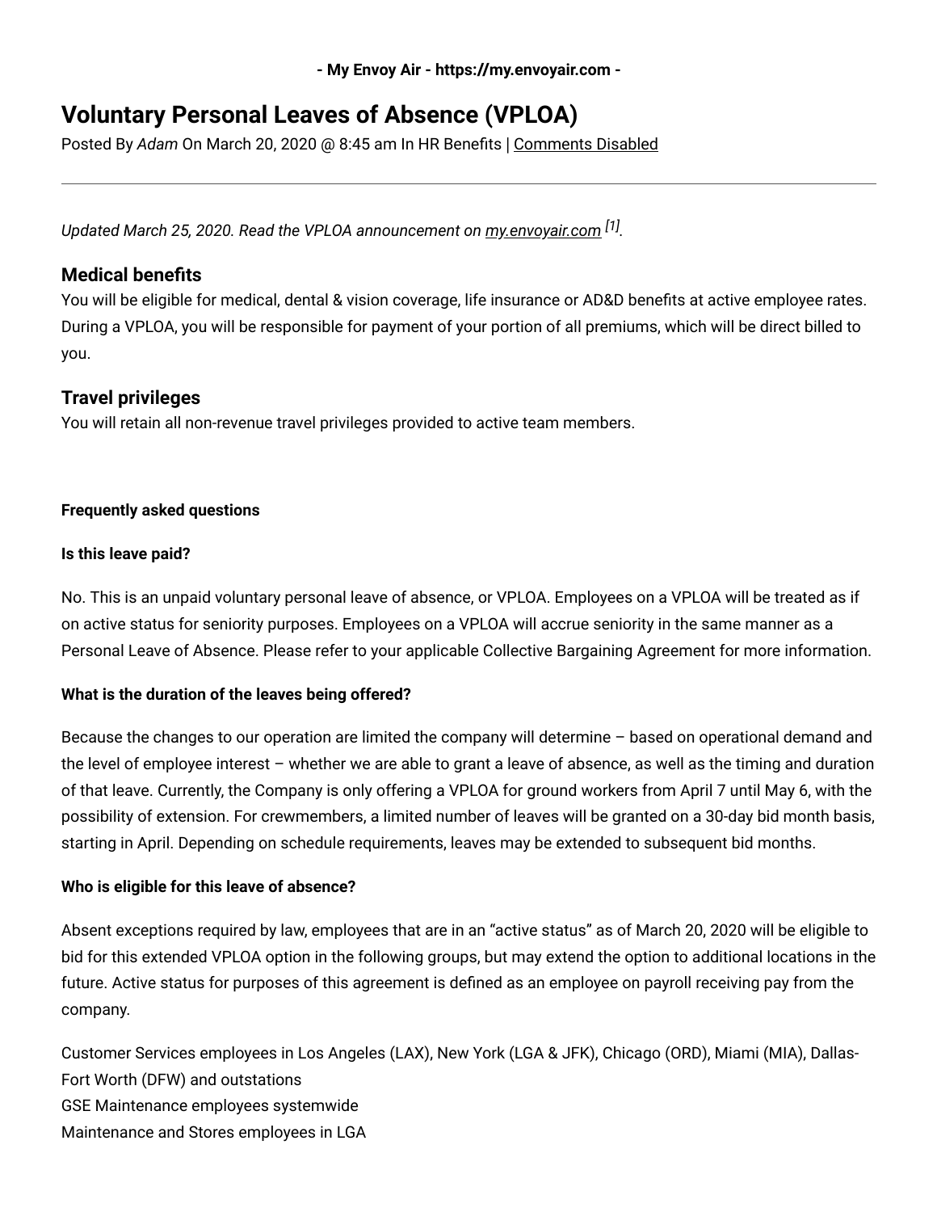# Voluntary Personal Leaves of Absence (VPLOA)

Posted By *Adam* On March 20, 2020 @ 8:45 am In HR Benefits | Comments Disabled

---

*Updated March 25, 2020. Read the VPLOA announcement on my.envoyair.com [1].*

## Medical benefits

You will be eligible for medical, dental & vision coverage, life insurance or AD&D benefits at active employee rates. During a VPLOA, you will be responsible for payment of your portion of all premiums, which will be direct billed to you.

## Travel privileges

You will retain all non-revenue travel privileges provided to active team members.

**Frequently asked questions**

**Is this leave paid?**

No. This is an unpaid voluntary personal leave of absence, or VPLOA. Employees on a VPLOA will be treated as if on active status for seniority purposes. Employees on a VPLOA will accrue seniority in the same manner as a Personal Leave of Absence. Please refer to your applicable Collective Bargaining Agreement for more information.

**What is the duration of the leaves being offered?**

Because the changes to our operation are limited the company will determine – based on operational demand and the level of employee interest – whether we are able to grant a leave of absence, as well as the timing and duration of that leave. Currently, the Company is only offering a VPLOA for ground workers from April 7 until May 6, with the possibility of extension. For crewmembers, a limited number of leaves will be granted on a 30-day bid month basis, starting in April. Depending on schedule requirements, leaves may be extended to subsequent bid months.

**Who is eligible for this leave of absence?**

Absent exceptions required by law, employees that are in an "active status" as of March 20, 2020 will be eligible to bid for this extended VPLOA option in the following groups, but may extend the option to additional locations in the future. Active status for purposes of this agreement is defined as an employee on payroll receiving pay from the company.

Customer Services employees in Los Angeles (LAX), New York (LGA & JFK), Chicago (ORD), Miami (MIA), Dallas-Fort Worth (DFW) and outstations
GSE Maintenance employees systemwide
Maintenance and Stores employees in LGA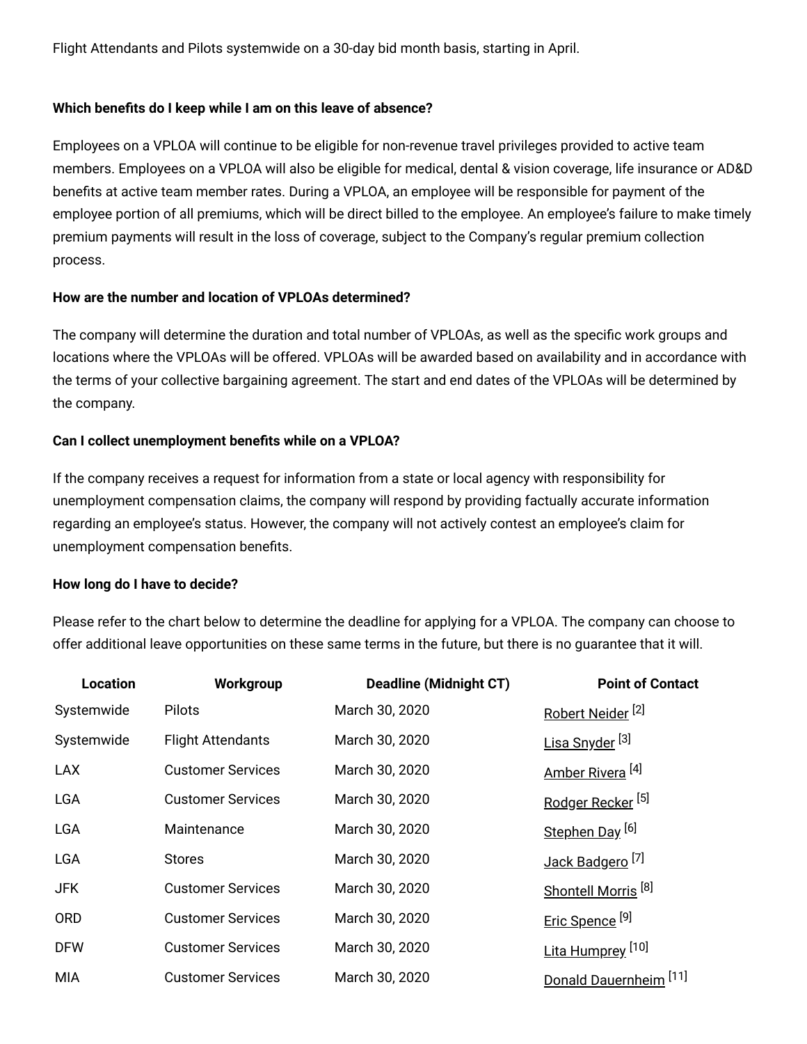Flight Attendants and Pilots systemwide on a 30-day bid month basis, starting in April.

**Which benefits do I keep while I am on this leave of absence?**

Employees on a VPLOA will continue to be eligible for non-revenue travel privileges provided to active team members. Employees on a VPLOA will also be eligible for medical, dental & vision coverage, life insurance or AD&D benefits at active team member rates. During a VPLOA, an employee will be responsible for payment of the employee portion of all premiums, which will be direct billed to the employee. An employee's failure to make timely premium payments will result in the loss of coverage, subject to the Company's regular premium collection process.

**How are the number and location of VPLOAs determined?**

The company will determine the duration and total number of VPLOAs, as well as the specific work groups and locations where the VPLOAs will be offered. VPLOAs will be awarded based on availability and in accordance with the terms of your collective bargaining agreement. The start and end dates of the VPLOAs will be determined by the company.

**Can I collect unemployment benefits while on a VPLOA?**

If the company receives a request for information from a state or local agency with responsibility for unemployment compensation claims, the company will respond by providing factually accurate information regarding an employee's status. However, the company will not actively contest an employee's claim for unemployment compensation benefits.

**How long do I have to decide?**

Please refer to the chart below to determine the deadline for applying for a VPLOA. The company can choose to offer additional leave opportunities on these same terms in the future, but there is no guarantee that it will.

| Location | Workgroup | Deadline (Midnight CT) | Point of Contact |
|---|---|---|---|
| Systemwide | Pilots | March 30, 2020 | Robert Neider [2] |
| Systemwide | Flight Attendants | March 30, 2020 | Lisa Snyder [3] |
| LAX | Customer Services | March 30, 2020 | Amber Rivera [4] |
| LGA | Customer Services | March 30, 2020 | Rodger Recker [5] |
| LGA | Maintenance | March 30, 2020 | Stephen Day [6] |
| LGA | Stores | March 30, 2020 | Jack Badgero [7] |
| JFK | Customer Services | March 30, 2020 | Shontell Morris [8] |
| ORD | Customer Services | March 30, 2020 | Eric Spence [9] |
| DFW | Customer Services | March 30, 2020 | Lita Humprey [10] |
| MIA | Customer Services | March 30, 2020 | Donald Dauernheim [11] |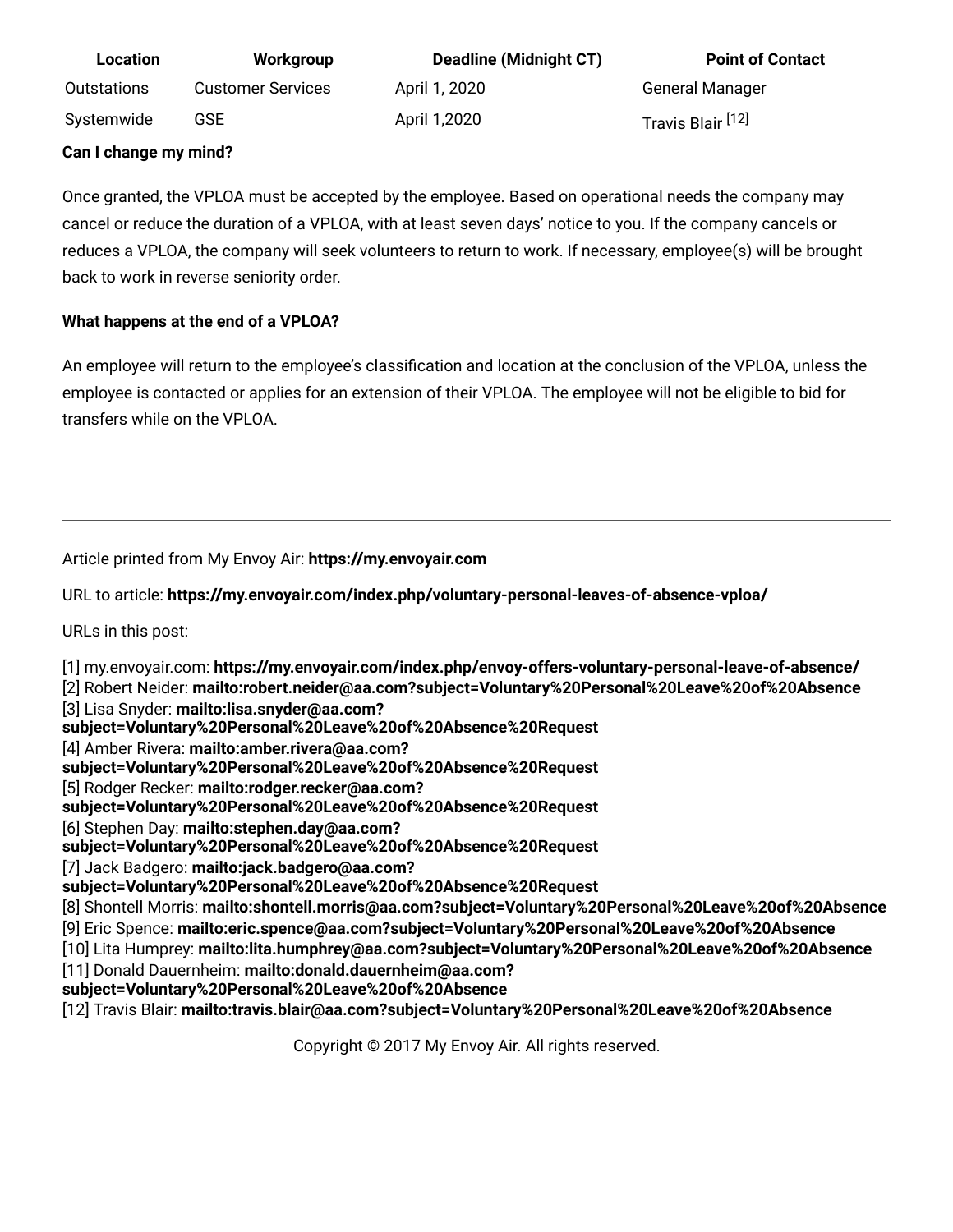| Location | Workgroup | Deadline (Midnight CT) | Point of Contact |
| --- | --- | --- | --- |
| Outstations | Customer Services | April 1, 2020 | General Manager |
| Systemwide | GSE | April 1,2020 | Travis Blair [12] |

**Can I change my mind?**

Once granted, the VPLOA must be accepted by the employee. Based on operational needs the company may cancel or reduce the duration of a VPLOA, with at least seven days' notice to you. If the company cancels or reduces a VPLOA, the company will seek volunteers to return to work. If necessary, employee(s) will be brought back to work in reverse seniority order.

**What happens at the end of a VPLOA?**

An employee will return to the employee's classification and location at the conclusion of the VPLOA, unless the employee is contacted or applies for an extension of their VPLOA. The employee will not be eligible to bid for transfers while on the VPLOA.

---

Article printed from My Envoy Air: **https://my.envoyair.com**

URL to article: **https://my.envoyair.com/index.php/voluntary-personal-leaves-of-absence-vploa/**

URLs in this post:

[1] my.envoyair.com: **https://my.envoyair.com/index.php/envoy-offers-voluntary-personal-leave-of-absence/**
[2] Robert Neider: **mailto:robert.neider@aa.com?subject=Voluntary%20Personal%20Leave%20of%20Absence**
[3] Lisa Snyder: **mailto:lisa.snyder@aa.com?subject=Voluntary%20Personal%20Leave%20of%20Absence%20Request**
[4] Amber Rivera: **mailto:amber.rivera@aa.com?subject=Voluntary%20Personal%20Leave%20of%20Absence%20Request**
[5] Rodger Recker: **mailto:rodger.recker@aa.com?subject=Voluntary%20Personal%20Leave%20of%20Absence%20Request**
[6] Stephen Day: **mailto:stephen.day@aa.com?subject=Voluntary%20Personal%20Leave%20of%20Absence%20Request**
[7] Jack Badgero: **mailto:jack.badgero@aa.com?subject=Voluntary%20Personal%20Leave%20of%20Absence%20Request**
[8] Shontell Morris: **mailto:shontell.morris@aa.com?subject=Voluntary%20Personal%20Leave%20of%20Absence**
[9] Eric Spence: **mailto:eric.spence@aa.com?subject=Voluntary%20Personal%20Leave%20of%20Absence**
[10] Lita Humprey: **mailto:lita.humphrey@aa.com?subject=Voluntary%20Personal%20Leave%20of%20Absence**
[11] Donald Dauernheim: **mailto:donald.dauernheim@aa.com?subject=Voluntary%20Personal%20Leave%20of%20Absence**
[12] Travis Blair: **mailto:travis.blair@aa.com?subject=Voluntary%20Personal%20Leave%20of%20Absence**

Copyright © 2017 My Envoy Air. All rights reserved.